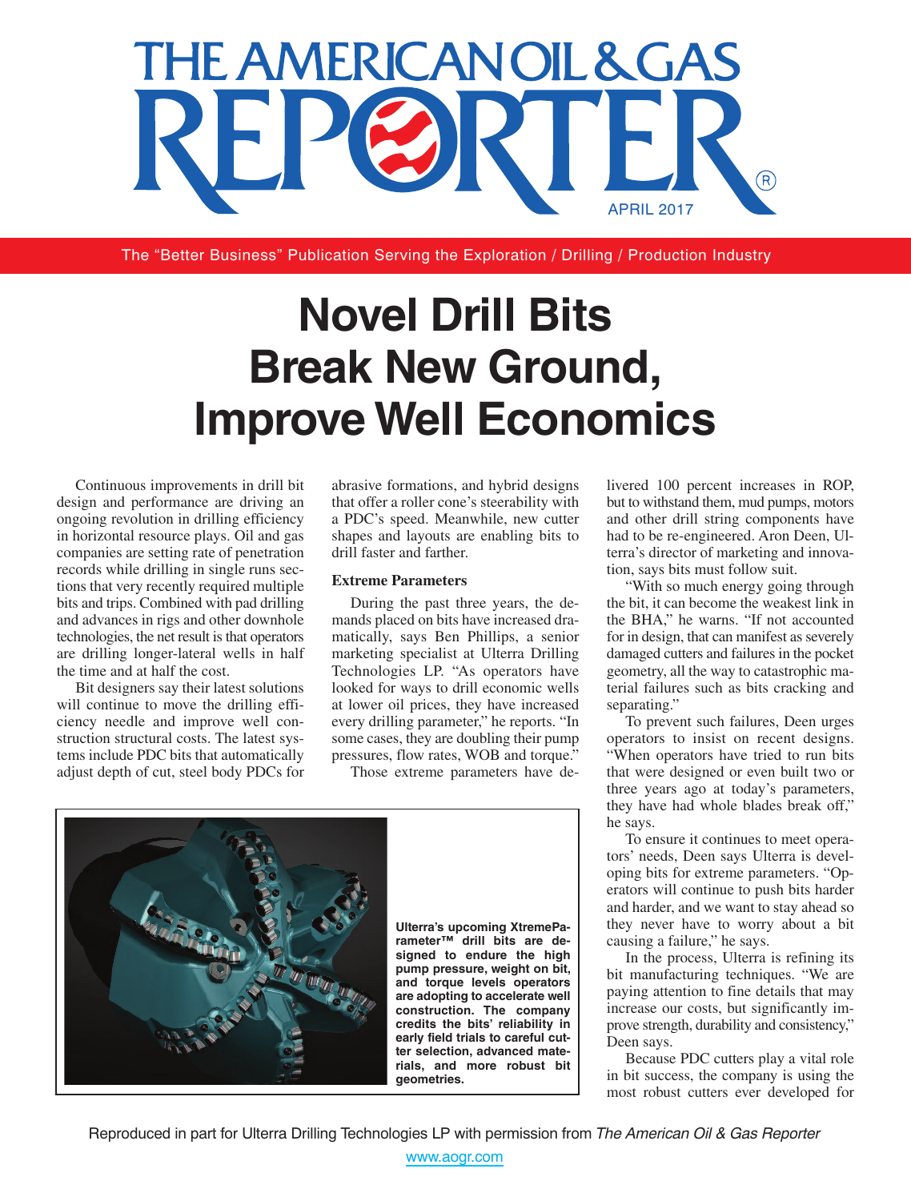# THE AMERICAN OIL & GAS REPORTER

APRIL 2017

The "Better Business" Publication Serving the Exploration / Drilling / Production Industry

# Novel Drill Bits Break New Ground, Improve Well Economics

Continuous improvements in drill bit design and performance are driving an ongoing revolution in drilling efficiency in horizontal resource plays. Oil and gas companies are setting rate of penetration records while drilling in single runs sections that very recently required multiple bits and trips. Combined with pad drilling and advances in rigs and other downhole technologies, the net result is that operators are drilling longer-lateral wells in half the time and at half the cost.

Bit designers say their latest solutions will continue to move the drilling efficiency needle and improve well construction structural costs. The latest systems include PDC bits that automatically adjust depth of cut, steel body PDCs for abrasive formations, and hybrid designs that offer a roller cone's steerability with a PDC's speed. Meanwhile, new cutter shapes and layouts are enabling bits to drill faster and farther.

### Extreme Parameters

During the past three years, the demands placed on bits have increased dramatically, says Ben Phillips, a senior marketing specialist at Ulterra Drilling Technologies LP. "As operators have looked for ways to drill economic wells at lower oil prices, they have increased every drilling parameter," he reports. "In some cases, they are doubling their pump pressures, flow rates, WOB and torque."

Those extreme parameters have delivered 100 percent increases in ROP, but to withstand them, mud pumps, motors and other drill string components have had to be re-engineered. Aron Deen, Ulterra's director of marketing and innovation, says bits must follow suit.

"With so much energy going through the bit, it can become the weakest link in the BHA," he warns. "If not accounted for in design, that can manifest as severely damaged cutters and failures in the pocket geometry, all the way to catastrophic material failures such as bits cracking and separating."

To prevent such failures, Deen urges operators to insist on recent designs. "When operators have tried to run bits that were designed or even built two or three years ago at today's parameters, they have had whole blades break off," he says.

To ensure it continues to meet operators' needs, Deen says Ulterra is developing bits for extreme parameters. "Operators will continue to push bits harder and harder, and we want to stay ahead so they never have to worry about a bit causing a failure," he says.

In the process, Ulterra is refining its bit manufacturing techniques. "We are paying attention to fine details that may increase our costs, but significantly improve strength, durability and consistency," Deen says.

Because PDC cutters play a vital role in bit success, the company is using the most robust cutters ever developed for

**Ulterra's upcoming XtremeParameter™ drill bits are designed to endure the high pump pressure, weight on bit, and torque levels operators are adopting to accelerate well construction. The company credits the bits' reliability in early field trials to careful cutter selection, advanced materials, and more robust bit geometries.**

Reproduced in part for Ulterra Drilling Technologies LP with permission from *The American Oil & Gas Reporter*
www.aogr.com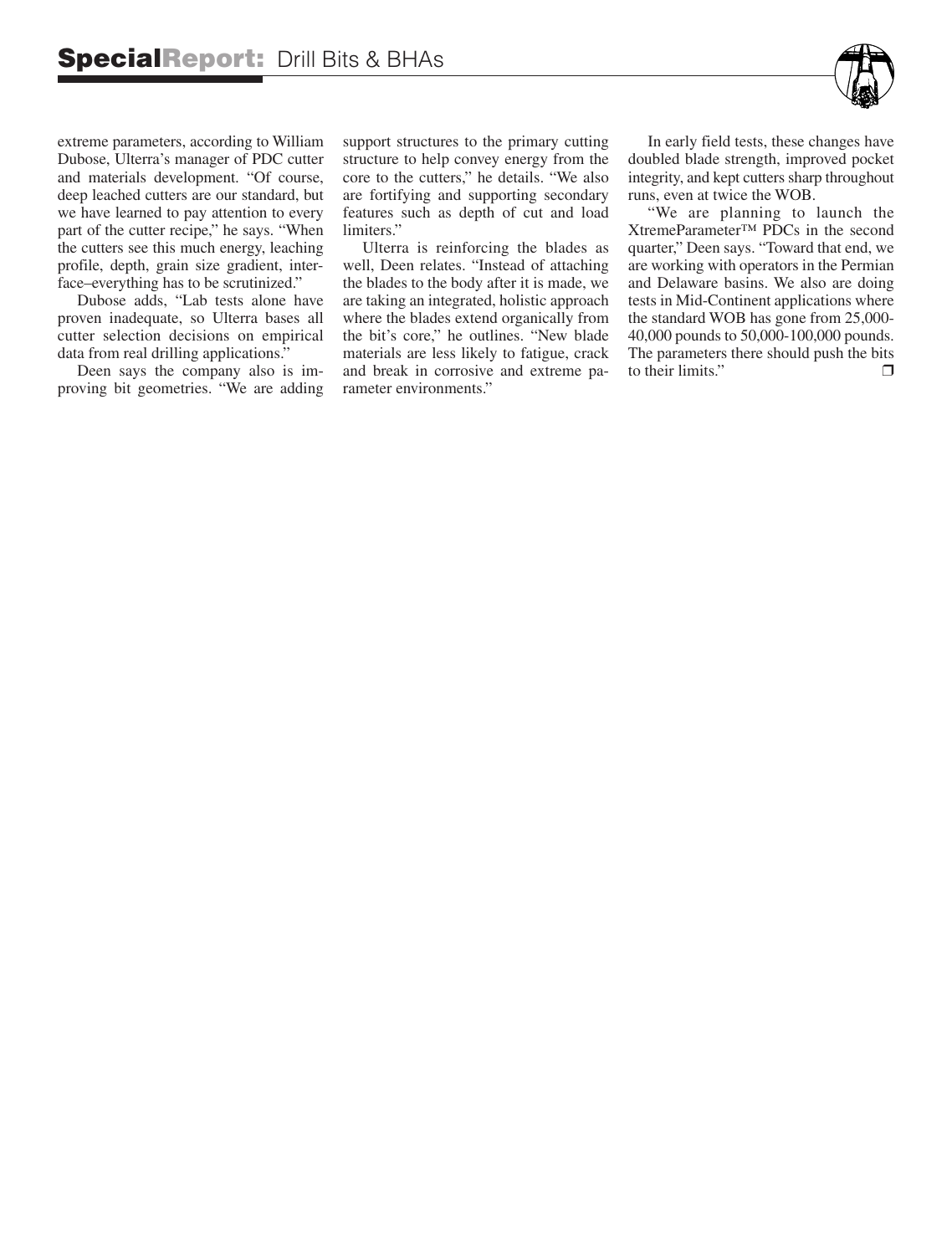extreme parameters, according to William Dubose, Ulterra's manager of PDC cutter and materials development. "Of course, deep leached cutters are our standard, but we have learned to pay attention to every part of the cutter recipe," he says. "When the cutters see this much energy, leaching profile, depth, grain size gradient, interface–everything has to be scrutinized."

Dubose adds, "Lab tests alone have proven inadequate, so Ulterra bases all cutter selection decisions on empirical data from real drilling applications."

Deen says the company also is improving bit geometries. "We are adding support structures to the primary cutting structure to help convey energy from the core to the cutters," he details. "We also are fortifying and supporting secondary features such as depth of cut and load limiters."

Ulterra is reinforcing the blades as well, Deen relates. "Instead of attaching the blades to the body after it is made, we are taking an integrated, holistic approach where the blades extend organically from the bit's core," he outlines. "New blade materials are less likely to fatigue, crack and break in corrosive and extreme parameter environments."

In early field tests, these changes have doubled blade strength, improved pocket integrity, and kept cutters sharp throughout runs, even at twice the WOB.

"We are planning to launch the XtremeParameter™ PDCs in the second quarter," Deen says. "Toward that end, we are working with operators in the Permian and Delaware basins. We also are doing tests in Mid-Continent applications where the standard WOB has gone from 25,000-40,000 pounds to 50,000-100,000 pounds. The parameters there should push the bits to their limits." ❒